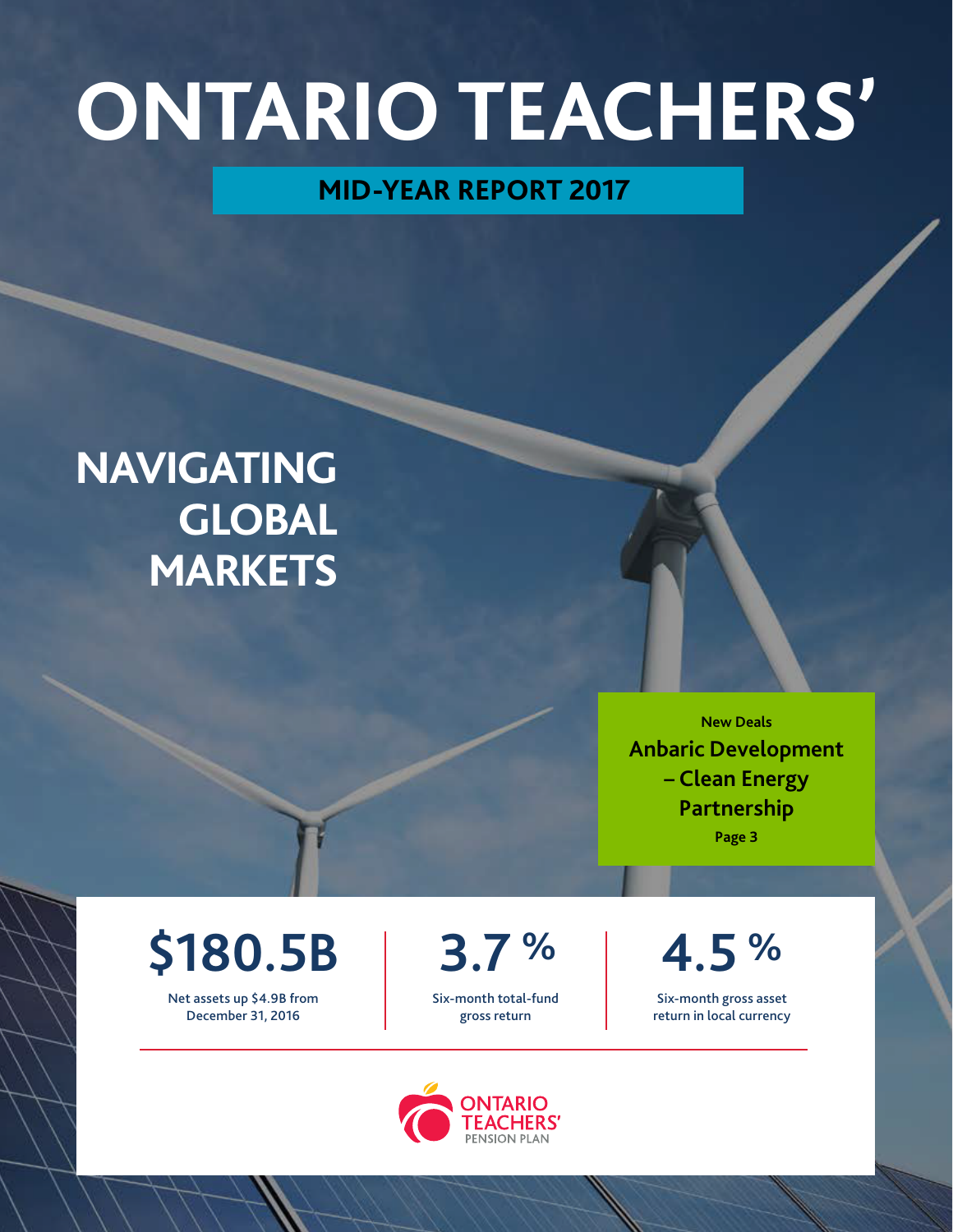# ONTARIO TEACHERS'

## MID-YEAR REPORT 2017

## NAVIGATING GLOBAL MARKETS

**New Deals**
**Anbaric Development – Clean Energy Partnership**
**Page 3**

**$180.5B**
Net assets up $4.9B from December 31, 2016

**3.7 %**
Six-month total-fund gross return

**4.5 %**
Six-month gross asset return in local currency

ONTARIO TEACHERS' PENSION PLAN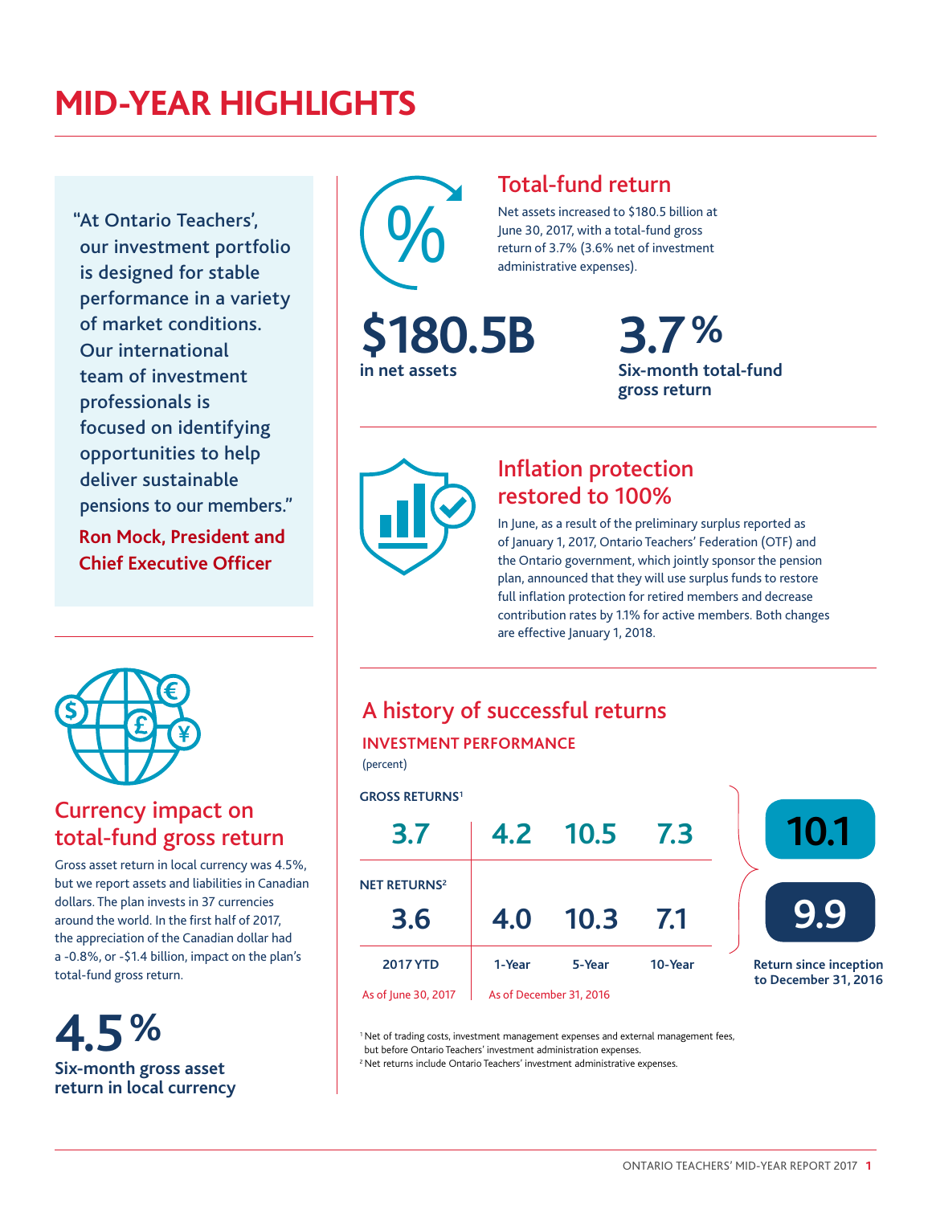# MID-YEAR HIGHLIGHTS

"At Ontario Teachers', our investment portfolio is designed for stable performance in a variety of market conditions. Our international team of investment professionals is focused on identifying opportunities to help deliver sustainable pensions to our members."

**Ron Mock, President and Chief Executive Officer**

## Total-fund return

Net assets increased to $180.5 billion at June 30, 2017, with a total-fund gross return of 3.7% (3.6% net of investment administrative expenses).

**$180.5B**
in net assets

**3.7%**
Six-month total-fund gross return

## Inflation protection restored to 100%

In June, as a result of the preliminary surplus reported as of January 1, 2017, Ontario Teachers' Federation (OTF) and the Ontario government, which jointly sponsor the pension plan, announced that they will use surplus funds to restore full inflation protection for retired members and decrease contribution rates by 1.1% for active members. Both changes are effective January 1, 2018.

## Currency impact on total-fund gross return

Gross asset return in local currency was 4.5%, but we report assets and liabilities in Canadian dollars. The plan invests in 37 currencies around the world. In the first half of 2017, the appreciation of the Canadian dollar had a -0.8%, or -$1.4 billion, impact on the plan's total-fund gross return.

**4.5%**
Six-month gross asset return in local currency

## A history of successful returns

### INVESTMENT PERFORMANCE

(percent)

| | 2017 YTD | 1-Year | 5-Year | 10-Year | Return since inception to December 31, 2016 |
|---|---|---|---|---|---|
| GROSS RETURNS[1] | 3.7 | 4.2 | 10.5 | 7.3 | 10.1 |
| NET RETURNS[2] | 3.6 | 4.0 | 10.3 | 7.1 | 9.9 |
| | As of June 30, 2017 | As of December 31, 2016 | | | |

[1] Net of trading costs, investment management expenses and external management fees, but before Ontario Teachers' investment administration expenses.
[2] Net returns include Ontario Teachers' investment administrative expenses.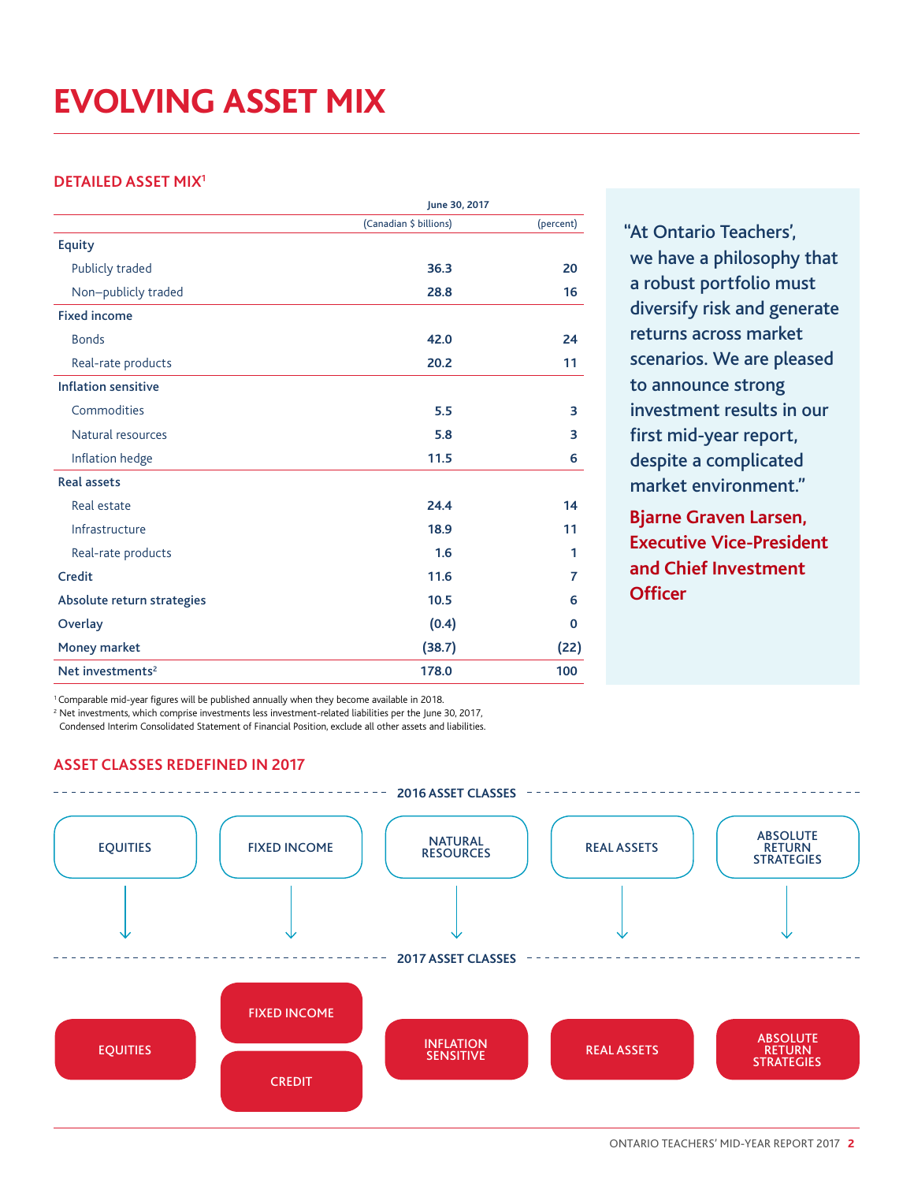# EVOLVING ASSET MIX

## DETAILED ASSET MIX[1]

| | June 30, 2017 | |
|---|---|---|
| | (Canadian $ billions) | (percent) |
| **Equity** | | |
| Publicly traded | **36.3** | **20** |
| Non–publicly traded | **28.8** | **16** |
| **Fixed income** | | |
| Bonds | **42.0** | **24** |
| Real-rate products | **20.2** | **11** |
| **Inflation sensitive** | | |
| Commodities | **5.5** | **3** |
| Natural resources | **5.8** | **3** |
| Inflation hedge | **11.5** | **6** |
| **Real assets** | | |
| Real estate | **24.4** | **14** |
| Infrastructure | **18.9** | **11** |
| Real-rate products | **1.6** | **1** |
| **Credit** | **11.6** | **7** |
| **Absolute return strategies** | **10.5** | **6** |
| **Overlay** | **(0.4)** | **0** |
| **Money market** | **(38.7)** | **(22)** |
| **Net investments**[2] | **178.0** | **100** |

[1] Comparable mid-year figures will be published annually when they become available in 2018.
[2] Net investments, which comprise investments less investment-related liabilities per the June 30, 2017, Condensed Interim Consolidated Statement of Financial Position, exclude all other assets and liabilities.

> "At Ontario Teachers', we have a philosophy that a robust portfolio must diversify risk and generate returns across market scenarios. We are pleased to announce strong investment results in our first mid-year report, despite a complicated market environment."
>
> **Bjarne Graven Larsen, Executive Vice-President and Chief Investment Officer**

## ASSET CLASSES REDEFINED IN 2017

**2016 ASSET CLASSES**

EQUITIES | FIXED INCOME | NATURAL RESOURCES | REAL ASSETS | ABSOLUTE RETURN STRATEGIES

**2017 ASSET CLASSES**

EQUITIES | FIXED INCOME / CREDIT | INFLATION SENSITIVE | REAL ASSETS | ABSOLUTE RETURN STRATEGIES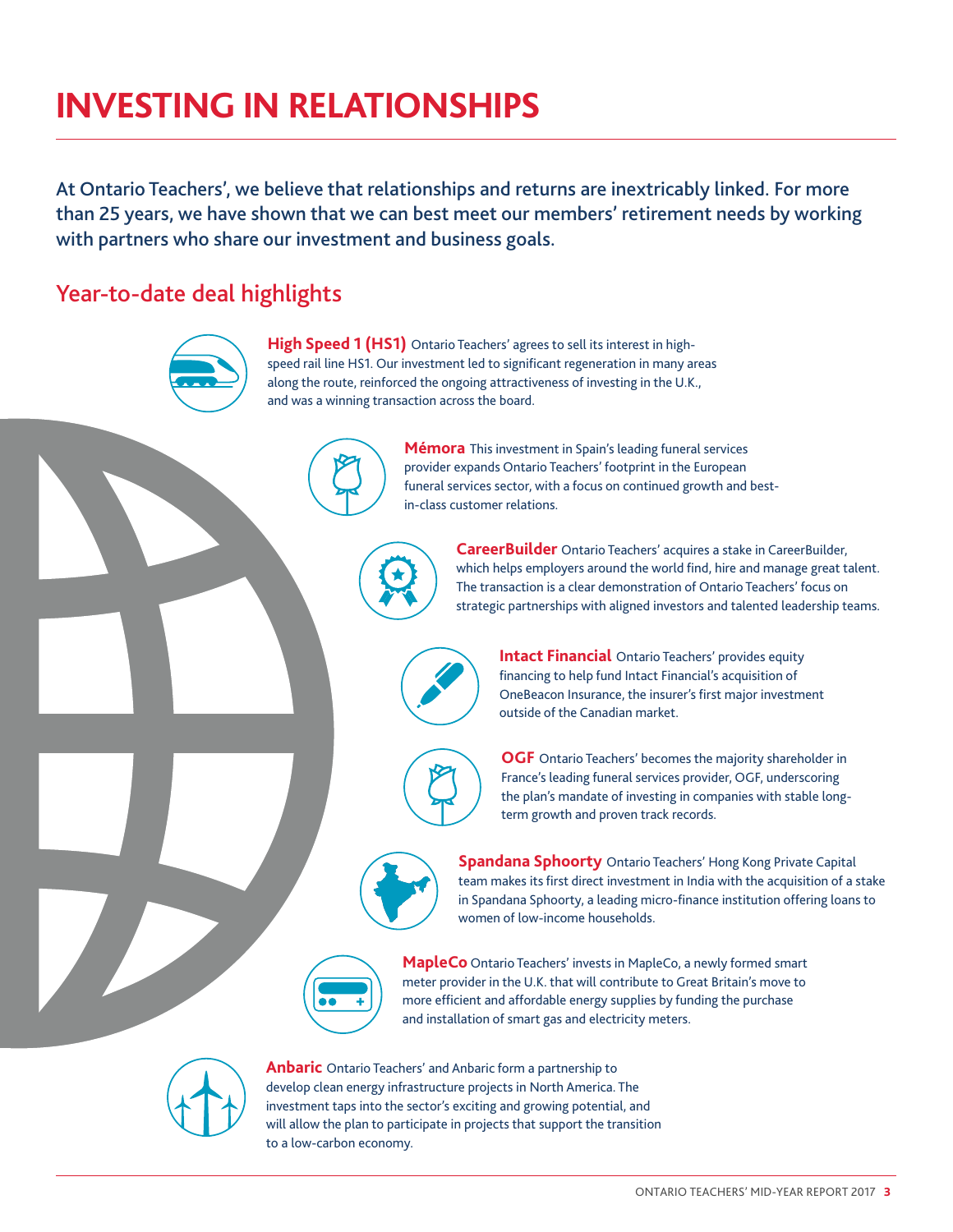# INVESTING IN RELATIONSHIPS

**At Ontario Teachers', we believe that relationships and returns are inextricably linked. For more than 25 years, we have shown that we can best meet our members' retirement needs by working with partners who share our investment and business goals.**

## Year-to-date deal highlights

**High Speed 1 (HS1)** Ontario Teachers' agrees to sell its interest in high-speed rail line HS1. Our investment led to significant regeneration in many areas along the route, reinforced the ongoing attractiveness of investing in the U.K., and was a winning transaction across the board.

**Mémora** This investment in Spain's leading funeral services provider expands Ontario Teachers' footprint in the European funeral services sector, with a focus on continued growth and best-in-class customer relations.

**CareerBuilder** Ontario Teachers' acquires a stake in CareerBuilder, which helps employers around the world find, hire and manage great talent. The transaction is a clear demonstration of Ontario Teachers' focus on strategic partnerships with aligned investors and talented leadership teams.

**Intact Financial** Ontario Teachers' provides equity financing to help fund Intact Financial's acquisition of OneBeacon Insurance, the insurer's first major investment outside of the Canadian market.

**OGF** Ontario Teachers' becomes the majority shareholder in France's leading funeral services provider, OGF, underscoring the plan's mandate of investing in companies with stable long-term growth and proven track records.

**Spandana Sphoorty** Ontario Teachers' Hong Kong Private Capital team makes its first direct investment in India with the acquisition of a stake in Spandana Sphoorty, a leading micro-finance institution offering loans to women of low-income households.

**MapleCo** Ontario Teachers' invests in MapleCo, a newly formed smart meter provider in the U.K. that will contribute to Great Britain's move to more efficient and affordable energy supplies by funding the purchase and installation of smart gas and electricity meters.

**Anbaric** Ontario Teachers' and Anbaric form a partnership to develop clean energy infrastructure projects in North America. The investment taps into the sector's exciting and growing potential, and will allow the plan to participate in projects that support the transition to a low-carbon economy.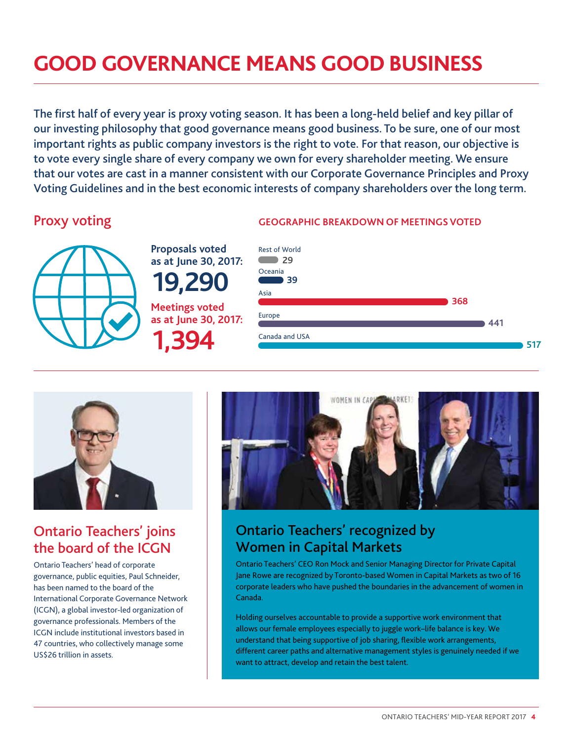# GOOD GOVERNANCE MEANS GOOD BUSINESS

The first half of every year is proxy voting season. It has been a long-held belief and key pillar of our investing philosophy that good governance means good business. To be sure, one of our most important rights as public company investors is the right to vote. For that reason, our objective is to vote every single share of every company we own for every shareholder meeting. We ensure that our votes are cast in a manner consistent with our Corporate Governance Principles and Proxy Voting Guidelines and in the best economic interests of company shareholders over the long term.

## Proxy voting

**Proposals voted as at June 30, 2017:**
**19,290**

**Meetings voted as at June 30, 2017:**
**1,394**

### GEOGRAPHIC BREAKDOWN OF MEETINGS VOTED

| Region | Meetings voted |
|---|---|
| Rest of World | 29 |
| Oceania | 39 |
| Asia | 368 |
| Europe | 441 |
| Canada and USA | 517 |

## Ontario Teachers' joins the board of the ICGN

Ontario Teachers' head of corporate governance, public equities, Paul Schneider, has been named to the board of the International Corporate Governance Network (ICGN), a global investor-led organization of governance professionals. Members of the ICGN include institutional investors based in 47 countries, who collectively manage some US$26 trillion in assets.

## Ontario Teachers' recognized by Women in Capital Markets

Ontario Teachers' CEO Ron Mock and Senior Managing Director for Private Capital Jane Rowe are recognized by Toronto-based Women in Capital Markets as two of 16 corporate leaders who have pushed the boundaries in the advancement of women in Canada.

Holding ourselves accountable to provide a supportive work environment that allows our female employees especially to juggle work–life balance is key. We understand that being supportive of job sharing, flexible work arrangements, different career paths and alternative management styles is genuinely needed if we want to attract, develop and retain the best talent.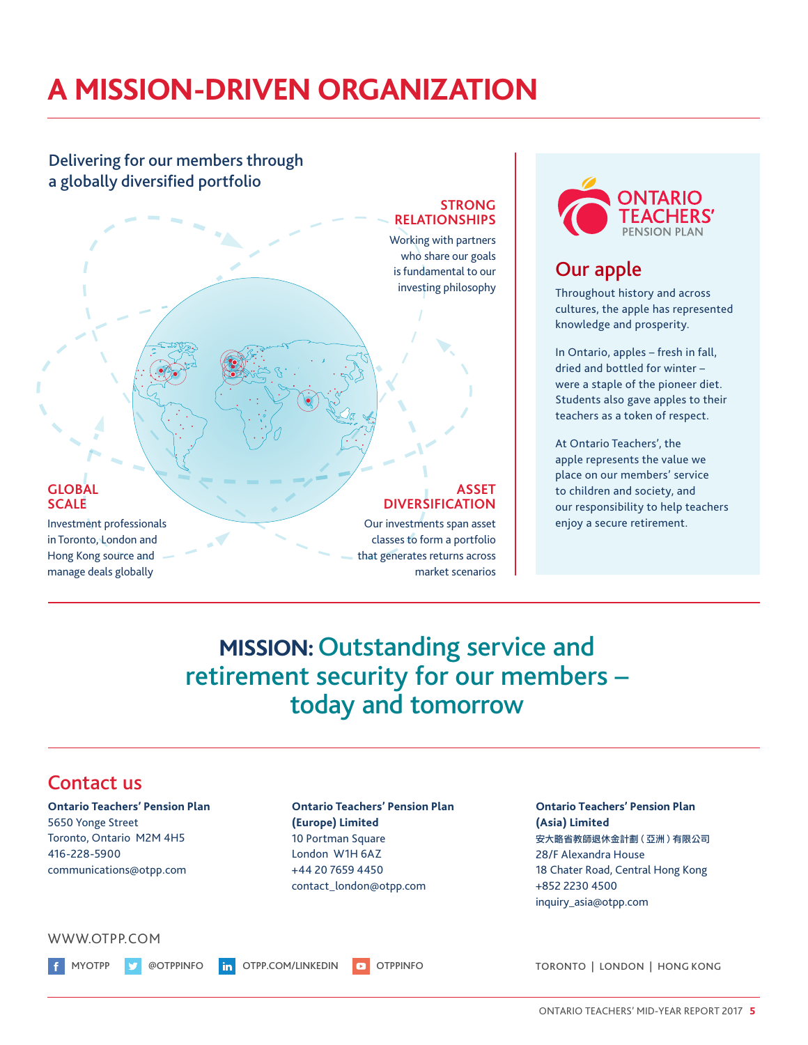# A MISSION-DRIVEN ORGANIZATION

## Delivering for our members through a globally diversified portfolio

**STRONG RELATIONSHIPS**

Working with partners who share our goals is fundamental to our investing philosophy

**GLOBAL SCALE**

Investment professionals in Toronto, London and Hong Kong source and manage deals globally

**ASSET DIVERSIFICATION**

Our investments span asset classes to form a portfolio that generates returns across market scenarios

ONTARIO TEACHERS' PENSION PLAN

## Our apple

Throughout history and across cultures, the apple has represented knowledge and prosperity.

In Ontario, apples – fresh in fall, dried and bottled for winter – were a staple of the pioneer diet. Students also gave apples to their teachers as a token of respect.

At Ontario Teachers', the apple represents the value we place on our members' service to children and society, and our responsibility to help teachers enjoy a secure retirement.

## MISSION: Outstanding service and retirement security for our members – today and tomorrow

## Contact us

**Ontario Teachers' Pension Plan**
5650 Yonge Street
Toronto, Ontario M2M 4H5
416-228-5900
communications@otpp.com

**Ontario Teachers' Pension Plan (Europe) Limited**
10 Portman Square
London W1H 6AZ
+44 20 7659 4450
contact_london@otpp.com

**Ontario Teachers' Pension Plan (Asia) Limited**
安大略省教師退休金計劃（亞洲）有限公司
28/F Alexandra House
18 Chater Road, Central Hong Kong
+852 2230 4500
inquiry_asia@otpp.com

WWW.OTPP.COM

MYOTPP | @OTPPINFO | OTPP.COM/LINKEDIN | OTPPINFO

TORONTO | LONDON | HONG KONG